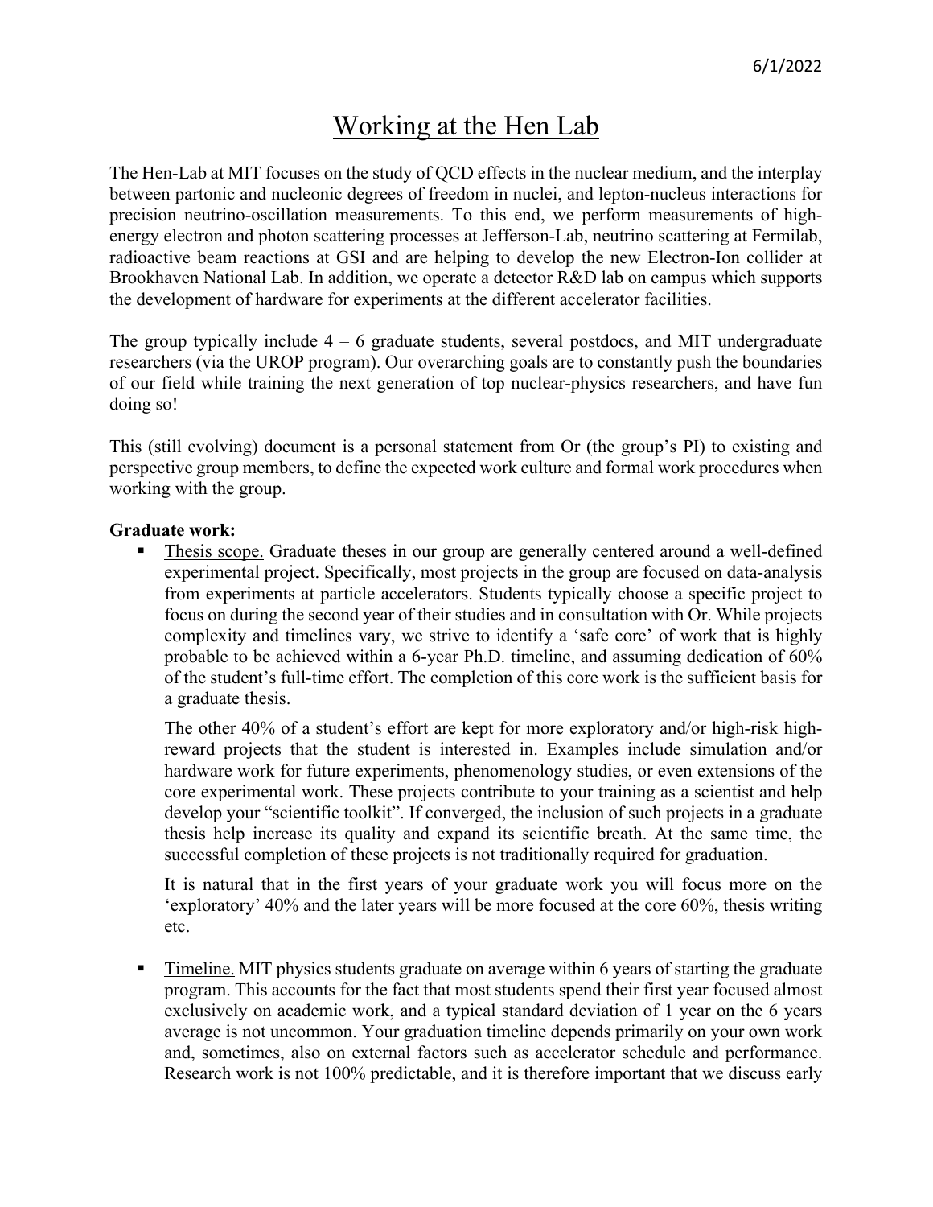6/1/2022

# Working at the Hen Lab

The Hen-Lab at MIT focuses on the study of QCD effects in the nuclear medium, and the interplay between partonic and nucleonic degrees of freedom in nuclei, and lepton-nucleus interactions for precision neutrino-oscillation measurements. To this end, we perform measurements of high-energy electron and photon scattering processes at Jefferson-Lab, neutrino scattering at Fermilab, radioactive beam reactions at GSI and are helping to develop the new Electron-Ion collider at Brookhaven National Lab. In addition, we operate a detector R&D lab on campus which supports the development of hardware for experiments at the different accelerator facilities.

The group typically include 4 – 6 graduate students, several postdocs, and MIT undergraduate researchers (via the UROP program). Our overarching goals are to constantly push the boundaries of our field while training the next generation of top nuclear-physics researchers, and have fun doing so!

This (still evolving) document is a personal statement from Or (the group's PI) to existing and perspective group members, to define the expected work culture and formal work procedures when working with the group.

**Graduate work:**

- Thesis scope. Graduate theses in our group are generally centered around a well-defined experimental project. Specifically, most projects in the group are focused on data-analysis from experiments at particle accelerators. Students typically choose a specific project to focus on during the second year of their studies and in consultation with Or. While projects complexity and timelines vary, we strive to identify a 'safe core' of work that is highly probable to be achieved within a 6-year Ph.D. timeline, and assuming dedication of 60% of the student's full-time effort. The completion of this core work is the sufficient basis for a graduate thesis.

  The other 40% of a student's effort are kept for more exploratory and/or high-risk high-reward projects that the student is interested in. Examples include simulation and/or hardware work for future experiments, phenomenology studies, or even extensions of the core experimental work. These projects contribute to your training as a scientist and help develop your "scientific toolkit". If converged, the inclusion of such projects in a graduate thesis help increase its quality and expand its scientific breath. At the same time, the successful completion of these projects is not traditionally required for graduation.

  It is natural that in the first years of your graduate work you will focus more on the 'exploratory' 40% and the later years will be more focused at the core 60%, thesis writing etc.

- Timeline. MIT physics students graduate on average within 6 years of starting the graduate program. This accounts for the fact that most students spend their first year focused almost exclusively on academic work, and a typical standard deviation of 1 year on the 6 years average is not uncommon. Your graduation timeline depends primarily on your own work and, sometimes, also on external factors such as accelerator schedule and performance. Research work is not 100% predictable, and it is therefore important that we discuss early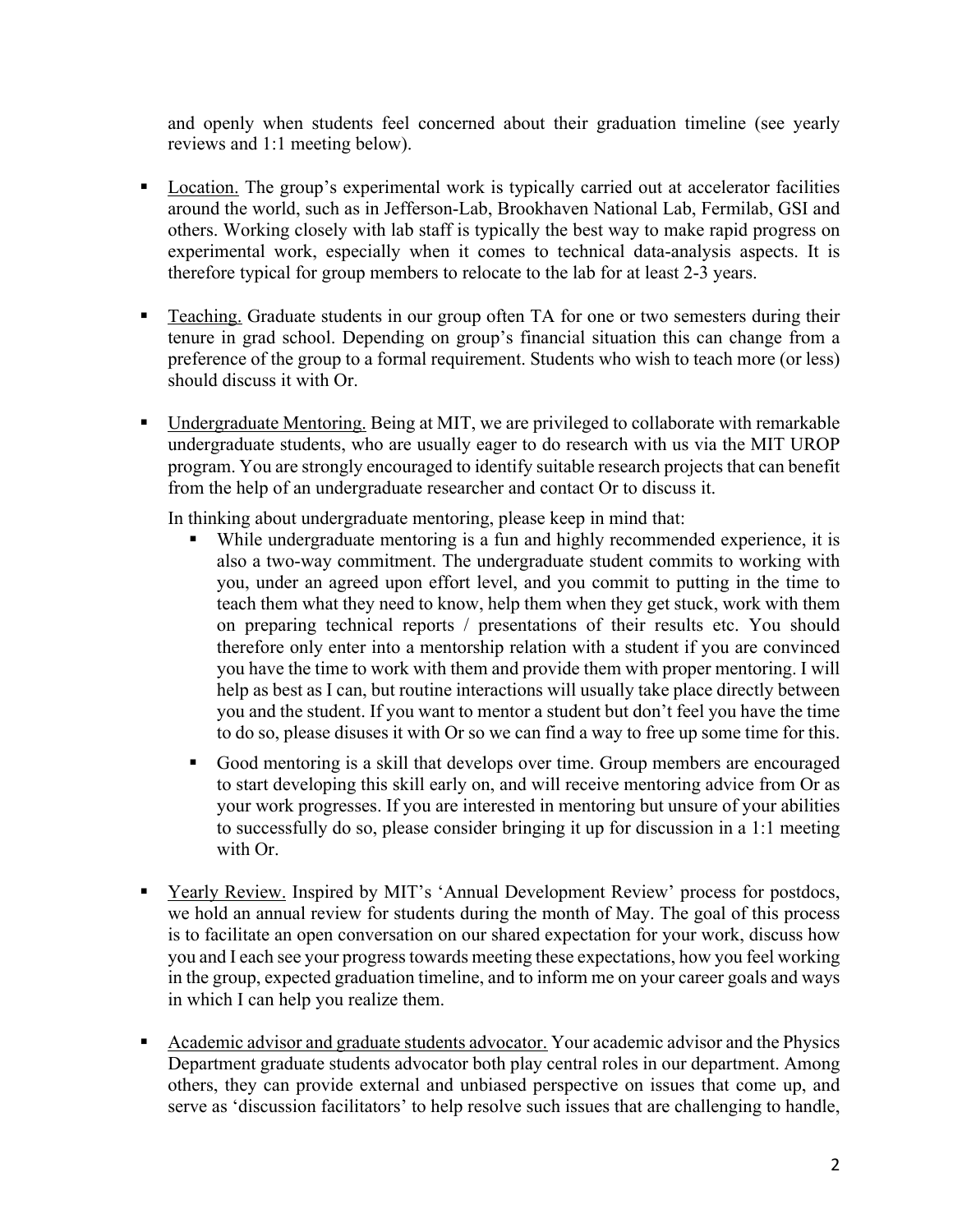and openly when students feel concerned about their graduation timeline (see yearly reviews and 1:1 meeting below).

- Location. The group's experimental work is typically carried out at accelerator facilities around the world, such as in Jefferson-Lab, Brookhaven National Lab, Fermilab, GSI and others. Working closely with lab staff is typically the best way to make rapid progress on experimental work, especially when it comes to technical data-analysis aspects. It is therefore typical for group members to relocate to the lab for at least 2-3 years.

- Teaching. Graduate students in our group often TA for one or two semesters during their tenure in grad school. Depending on group's financial situation this can change from a preference of the group to a formal requirement. Students who wish to teach more (or less) should discuss it with Or.

- Undergraduate Mentoring. Being at MIT, we are privileged to collaborate with remarkable undergraduate students, who are usually eager to do research with us via the MIT UROP program. You are strongly encouraged to identify suitable research projects that can benefit from the help of an undergraduate researcher and contact Or to discuss it.

  In thinking about undergraduate mentoring, please keep in mind that:

  - While undergraduate mentoring is a fun and highly recommended experience, it is also a two-way commitment. The undergraduate student commits to working with you, under an agreed upon effort level, and you commit to putting in the time to teach them what they need to know, help them when they get stuck, work with them on preparing technical reports / presentations of their results etc. You should therefore only enter into a mentorship relation with a student if you are convinced you have the time to work with them and provide them with proper mentoring. I will help as best as I can, but routine interactions will usually take place directly between you and the student. If you want to mentor a student but don't feel you have the time to do so, please disuses it with Or so we can find a way to free up some time for this.

  - Good mentoring is a skill that develops over time. Group members are encouraged to start developing this skill early on, and will receive mentoring advice from Or as your work progresses. If you are interested in mentoring but unsure of your abilities to successfully do so, please consider bringing it up for discussion in a 1:1 meeting with Or.

- Yearly Review. Inspired by MIT's 'Annual Development Review' process for postdocs, we hold an annual review for students during the month of May. The goal of this process is to facilitate an open conversation on our shared expectation for your work, discuss how you and I each see your progress towards meeting these expectations, how you feel working in the group, expected graduation timeline, and to inform me on your career goals and ways in which I can help you realize them.

- Academic advisor and graduate students advocator. Your academic advisor and the Physics Department graduate students advocator both play central roles in our department. Among others, they can provide external and unbiased perspective on issues that come up, and serve as 'discussion facilitators' to help resolve such issues that are challenging to handle,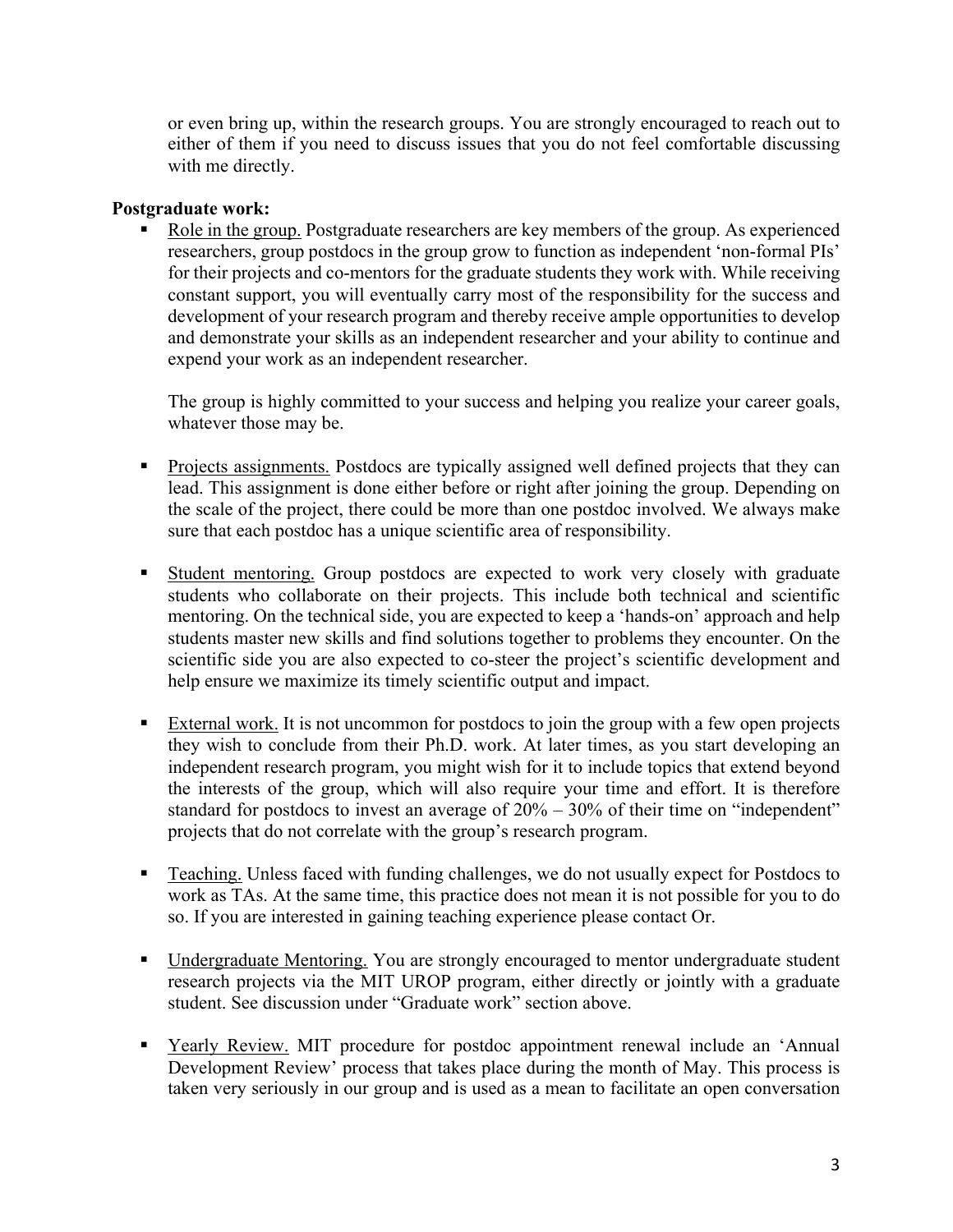or even bring up, within the research groups. You are strongly encouraged to reach out to either of them if you need to discuss issues that you do not feel comfortable discussing with me directly.

**Postgraduate work:**

- Role in the group. Postgraduate researchers are key members of the group. As experienced researchers, group postdocs in the group grow to function as independent 'non-formal PIs' for their projects and co-mentors for the graduate students they work with. While receiving constant support, you will eventually carry most of the responsibility for the success and development of your research program and thereby receive ample opportunities to develop and demonstrate your skills as an independent researcher and your ability to continue and expend your work as an independent researcher.

  The group is highly committed to your success and helping you realize your career goals, whatever those may be.

- Projects assignments. Postdocs are typically assigned well defined projects that they can lead. This assignment is done either before or right after joining the group. Depending on the scale of the project, there could be more than one postdoc involved. We always make sure that each postdoc has a unique scientific area of responsibility.

- Student mentoring. Group postdocs are expected to work very closely with graduate students who collaborate on their projects. This include both technical and scientific mentoring. On the technical side, you are expected to keep a 'hands-on' approach and help students master new skills and find solutions together to problems they encounter. On the scientific side you are also expected to co-steer the project's scientific development and help ensure we maximize its timely scientific output and impact.

- External work. It is not uncommon for postdocs to join the group with a few open projects they wish to conclude from their Ph.D. work. At later times, as you start developing an independent research program, you might wish for it to include topics that extend beyond the interests of the group, which will also require your time and effort. It is therefore standard for postdocs to invest an average of 20% – 30% of their time on "independent" projects that do not correlate with the group's research program.

- Teaching. Unless faced with funding challenges, we do not usually expect for Postdocs to work as TAs. At the same time, this practice does not mean it is not possible for you to do so. If you are interested in gaining teaching experience please contact Or.

- Undergraduate Mentoring. You are strongly encouraged to mentor undergraduate student research projects via the MIT UROP program, either directly or jointly with a graduate student. See discussion under "Graduate work" section above.

- Yearly Review. MIT procedure for postdoc appointment renewal include an 'Annual Development Review' process that takes place during the month of May. This process is taken very seriously in our group and is used as a mean to facilitate an open conversation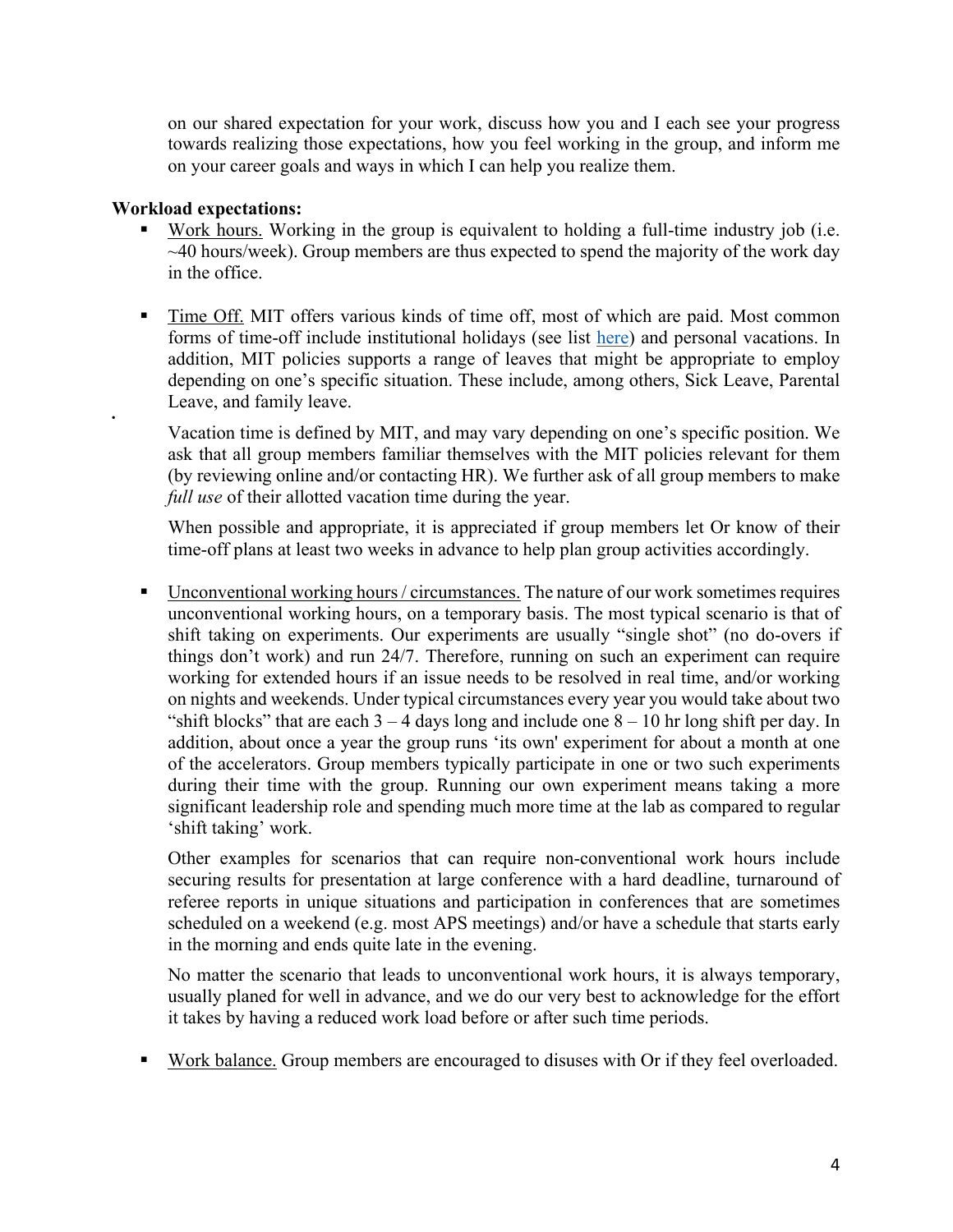on our shared expectation for your work, discuss how you and I each see your progress towards realizing those expectations, how you feel working in the group, and inform me on your career goals and ways in which I can help you realize them.

**Workload expectations:**

- Work hours. Working in the group is equivalent to holding a full-time industry job (i.e. ~40 hours/week). Group members are thus expected to spend the majority of the work day in the office.

- Time Off. MIT offers various kinds of time off, most of which are paid. Most common forms of time-off include institutional holidays (see list here) and personal vacations. In addition, MIT policies supports a range of leaves that might be appropriate to employ depending on one's specific situation. These include, among others, Sick Leave, Parental Leave, and family leave.

  Vacation time is defined by MIT, and may vary depending on one's specific position. We ask that all group members familiar themselves with the MIT policies relevant for them (by reviewing online and/or contacting HR). We further ask of all group members to make *full use* of their allotted vacation time during the year.

  When possible and appropriate, it is appreciated if group members let Or know of their time-off plans at least two weeks in advance to help plan group activities accordingly.

- Unconventional working hours / circumstances. The nature of our work sometimes requires unconventional working hours, on a temporary basis. The most typical scenario is that of shift taking on experiments. Our experiments are usually "single shot" (no do-overs if things don't work) and run 24/7. Therefore, running on such an experiment can require working for extended hours if an issue needs to be resolved in real time, and/or working on nights and weekends. Under typical circumstances every year you would take about two "shift blocks" that are each 3 – 4 days long and include one 8 – 10 hr long shift per day. In addition, about once a year the group runs 'its own' experiment for about a month at one of the accelerators. Group members typically participate in one or two such experiments during their time with the group. Running our own experiment means taking a more significant leadership role and spending much more time at the lab as compared to regular 'shift taking' work.

  Other examples for scenarios that can require non-conventional work hours include securing results for presentation at large conference with a hard deadline, turnaround of referee reports in unique situations and participation in conferences that are sometimes scheduled on a weekend (e.g. most APS meetings) and/or have a schedule that starts early in the morning and ends quite late in the evening.

  No matter the scenario that leads to unconventional work hours, it is always temporary, usually planed for well in advance, and we do our very best to acknowledge for the effort it takes by having a reduced work load before or after such time periods.

- Work balance. Group members are encouraged to disuses with Or if they feel overloaded.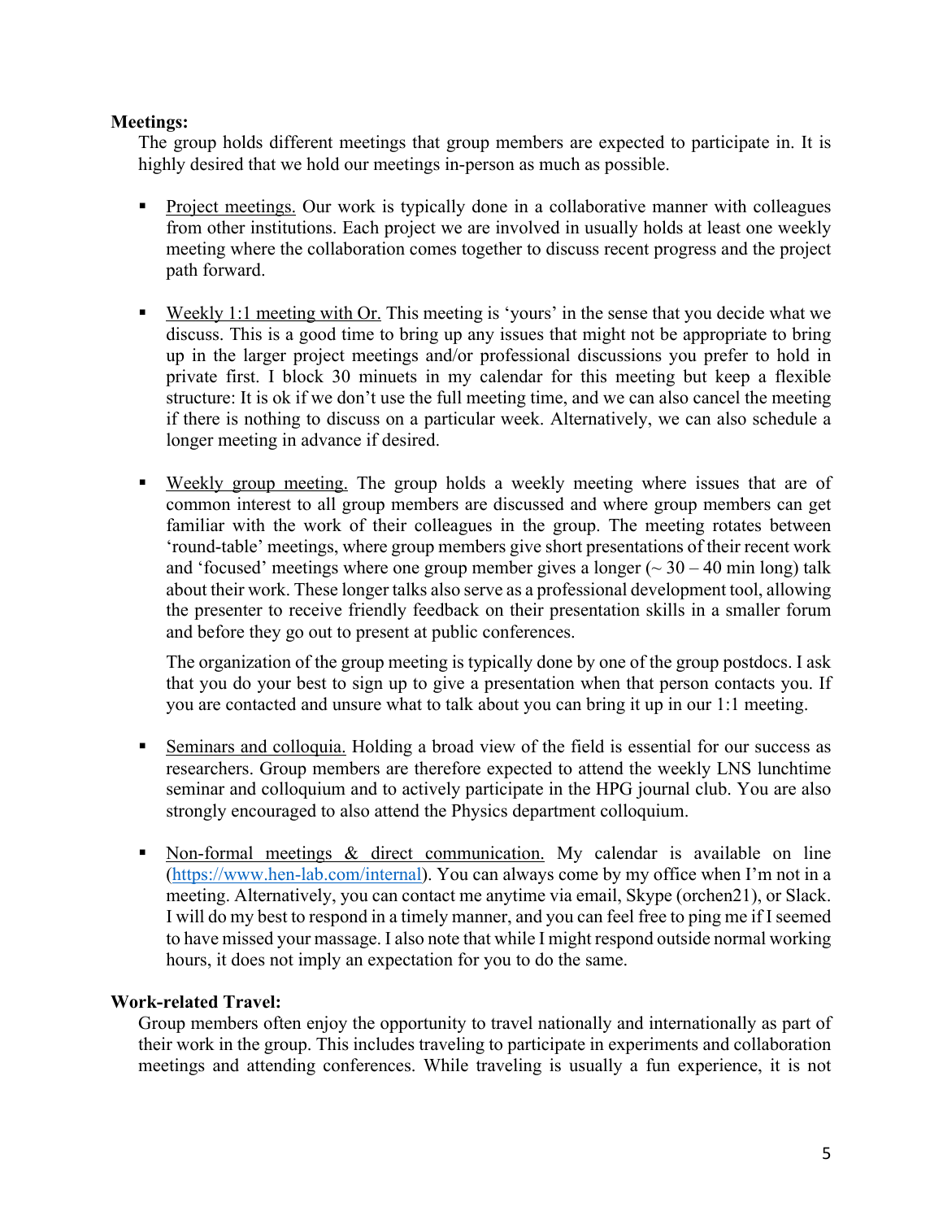**Meetings:**

The group holds different meetings that group members are expected to participate in. It is highly desired that we hold our meetings in-person as much as possible.

- Project meetings. Our work is typically done in a collaborative manner with colleagues from other institutions. Each project we are involved in usually holds at least one weekly meeting where the collaboration comes together to discuss recent progress and the project path forward.

- Weekly 1:1 meeting with Or. This meeting is 'yours' in the sense that you decide what we discuss. This is a good time to bring up any issues that might not be appropriate to bring up in the larger project meetings and/or professional discussions you prefer to hold in private first. I block 30 minuets in my calendar for this meeting but keep a flexible structure: It is ok if we don't use the full meeting time, and we can also cancel the meeting if there is nothing to discuss on a particular week. Alternatively, we can also schedule a longer meeting in advance if desired.

- Weekly group meeting. The group holds a weekly meeting where issues that are of common interest to all group members are discussed and where group members can get familiar with the work of their colleagues in the group. The meeting rotates between 'round-table' meetings, where group members give short presentations of their recent work and 'focused' meetings where one group member gives a longer (~ 30 – 40 min long) talk about their work. These longer talks also serve as a professional development tool, allowing the presenter to receive friendly feedback on their presentation skills in a smaller forum and before they go out to present at public conferences.

  The organization of the group meeting is typically done by one of the group postdocs. I ask that you do your best to sign up to give a presentation when that person contacts you. If you are contacted and unsure what to talk about you can bring it up in our 1:1 meeting.

- Seminars and colloquia. Holding a broad view of the field is essential for our success as researchers. Group members are therefore expected to attend the weekly LNS lunchtime seminar and colloquium and to actively participate in the HPG journal club. You are also strongly encouraged to also attend the Physics department colloquium.

- Non-formal meetings & direct communication. My calendar is available on line (https://www.hen-lab.com/internal). You can always come by my office when I'm not in a meeting. Alternatively, you can contact me anytime via email, Skype (orchen21), or Slack. I will do my best to respond in a timely manner, and you can feel free to ping me if I seemed to have missed your massage. I also note that while I might respond outside normal working hours, it does not imply an expectation for you to do the same.

**Work-related Travel:**

Group members often enjoy the opportunity to travel nationally and internationally as part of their work in the group. This includes traveling to participate in experiments and collaboration meetings and attending conferences. While traveling is usually a fun experience, it is not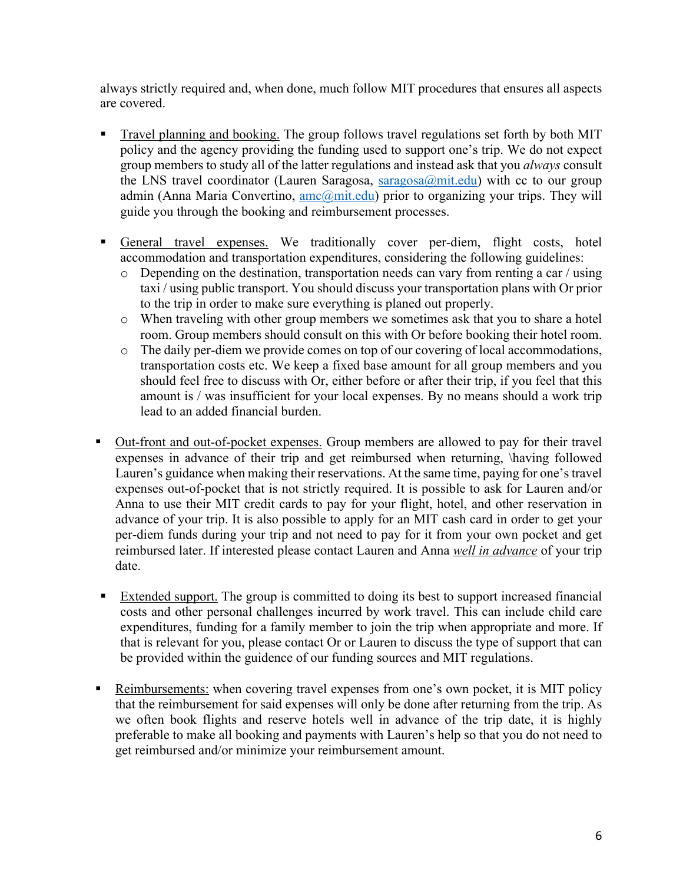always strictly required and, when done, much follow MIT procedures that ensures all aspects are covered.

- Travel planning and booking. The group follows travel regulations set forth by both MIT policy and the agency providing the funding used to support one's trip. We do not expect group members to study all of the latter regulations and instead ask that you *always* consult the LNS travel coordinator (Lauren Saragosa, saragosa@mit.edu) with cc to our group admin (Anna Maria Convertino, amc@mit.edu) prior to organizing your trips. They will guide you through the booking and reimbursement processes.

- General travel expenses. We traditionally cover per-diem, flight costs, hotel accommodation and transportation expenditures, considering the following guidelines:
  - Depending on the destination, transportation needs can vary from renting a car / using taxi / using public transport. You should discuss your transportation plans with Or prior to the trip in order to make sure everything is planed out properly.
  - When traveling with other group members we sometimes ask that you to share a hotel room. Group members should consult on this with Or before booking their hotel room.
  - The daily per-diem we provide comes on top of our covering of local accommodations, transportation costs etc. We keep a fixed base amount for all group members and you should feel free to discuss with Or, either before or after their trip, if you feel that this amount is / was insufficient for your local expenses. By no means should a work trip lead to an added financial burden.

- Out-front and out-of-pocket expenses. Group members are allowed to pay for their travel expenses in advance of their trip and get reimbursed when returning, \having followed Lauren's guidance when making their reservations. At the same time, paying for one's travel expenses out-of-pocket that is not strictly required. It is possible to ask for Lauren and/or Anna to use their MIT credit cards to pay for your flight, hotel, and other reservation in advance of your trip. It is also possible to apply for an MIT cash card in order to get your per-diem funds during your trip and not need to pay for it from your own pocket and get reimbursed later. If interested please contact Lauren and Anna ***well in advance*** of your trip date.

- Extended support. The group is committed to doing its best to support increased financial costs and other personal challenges incurred by work travel. This can include child care expenditures, funding for a family member to join the trip when appropriate and more. If that is relevant for you, please contact Or or Lauren to discuss the type of support that can be provided within the guidence of our funding sources and MIT regulations.

- Reimbursements: when covering travel expenses from one's own pocket, it is MIT policy that the reimbursement for said expenses will only be done after returning from the trip. As we often book flights and reserve hotels well in advance of the trip date, it is highly preferable to make all booking and payments with Lauren's help so that you do not need to get reimbursed and/or minimize your reimbursement amount.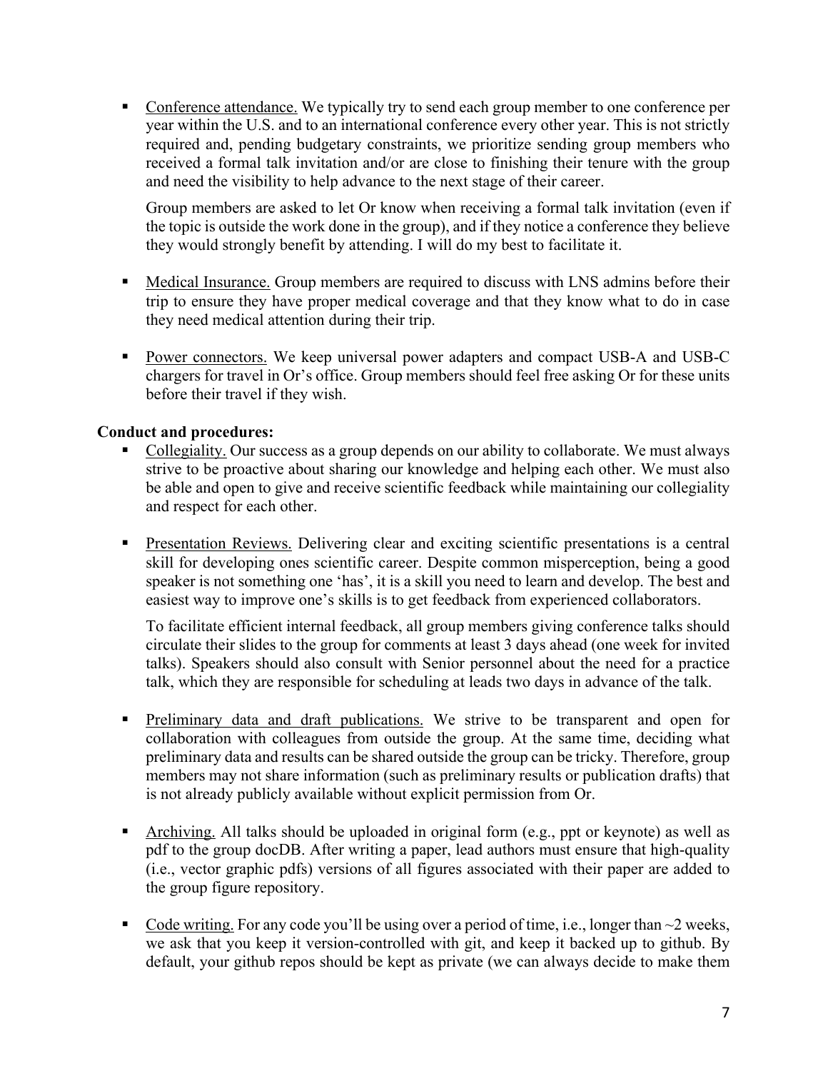- Conference attendance. We typically try to send each group member to one conference per year within the U.S. and to an international conference every other year. This is not strictly required and, pending budgetary constraints, we prioritize sending group members who received a formal talk invitation and/or are close to finishing their tenure with the group and need the visibility to help advance to the next stage of their career.

  Group members are asked to let Or know when receiving a formal talk invitation (even if the topic is outside the work done in the group), and if they notice a conference they believe they would strongly benefit by attending. I will do my best to facilitate it.

- Medical Insurance. Group members are required to discuss with LNS admins before their trip to ensure they have proper medical coverage and that they know what to do in case they need medical attention during their trip.

- Power connectors. We keep universal power adapters and compact USB-A and USB-C chargers for travel in Or's office. Group members should feel free asking Or for these units before their travel if they wish.

**Conduct and procedures:**

- Collegiality. Our success as a group depends on our ability to collaborate. We must always strive to be proactive about sharing our knowledge and helping each other. We must also be able and open to give and receive scientific feedback while maintaining our collegiality and respect for each other.

- Presentation Reviews. Delivering clear and exciting scientific presentations is a central skill for developing ones scientific career. Despite common misperception, being a good speaker is not something one 'has', it is a skill you need to learn and develop. The best and easiest way to improve one's skills is to get feedback from experienced collaborators.

  To facilitate efficient internal feedback, all group members giving conference talks should circulate their slides to the group for comments at least 3 days ahead (one week for invited talks). Speakers should also consult with Senior personnel about the need for a practice talk, which they are responsible for scheduling at leads two days in advance of the talk.

- Preliminary data and draft publications. We strive to be transparent and open for collaboration with colleagues from outside the group. At the same time, deciding what preliminary data and results can be shared outside the group can be tricky. Therefore, group members may not share information (such as preliminary results or publication drafts) that is not already publicly available without explicit permission from Or.

- Archiving. All talks should be uploaded in original form (e.g., ppt or keynote) as well as pdf to the group docDB. After writing a paper, lead authors must ensure that high-quality (i.e., vector graphic pdfs) versions of all figures associated with their paper are added to the group figure repository.

- Code writing. For any code you'll be using over a period of time, i.e., longer than ~2 weeks, we ask that you keep it version-controlled with git, and keep it backed up to github. By default, your github repos should be kept as private (we can always decide to make them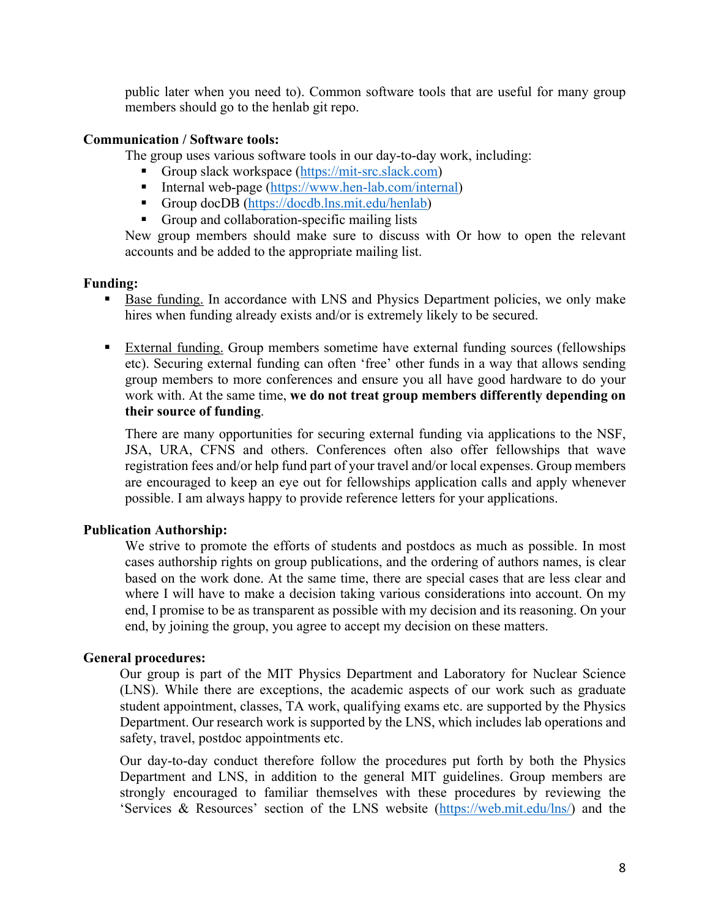public later when you need to). Common software tools that are useful for many group members should go to the henlab git repo.

**Communication / Software tools:**

The group uses various software tools in our day-to-day work, including:

- Group slack workspace (https://mit-src.slack.com)
- Internal web-page (https://www.hen-lab.com/internal)
- Group docDB (https://docdb.lns.mit.edu/henlab)
- Group and collaboration-specific mailing lists

New group members should make sure to discuss with Or how to open the relevant accounts and be added to the appropriate mailing list.

**Funding:**

- Base funding. In accordance with LNS and Physics Department policies, we only make hires when funding already exists and/or is extremely likely to be secured.

- External funding. Group members sometime have external funding sources (fellowships etc). Securing external funding can often 'free' other funds in a way that allows sending group members to more conferences and ensure you all have good hardware to do your work with. At the same time, **we do not treat group members differently depending on their source of funding**.

  There are many opportunities for securing external funding via applications to the NSF, JSA, URA, CFNS and others. Conferences often also offer fellowships that wave registration fees and/or help fund part of your travel and/or local expenses. Group members are encouraged to keep an eye out for fellowships application calls and apply whenever possible. I am always happy to provide reference letters for your applications.

**Publication Authorship:**

We strive to promote the efforts of students and postdocs as much as possible. In most cases authorship rights on group publications, and the ordering of authors names, is clear based on the work done. At the same time, there are special cases that are less clear and where I will have to make a decision taking various considerations into account. On my end, I promise to be as transparent as possible with my decision and its reasoning. On your end, by joining the group, you agree to accept my decision on these matters.

**General procedures:**

Our group is part of the MIT Physics Department and Laboratory for Nuclear Science (LNS). While there are exceptions, the academic aspects of our work such as graduate student appointment, classes, TA work, qualifying exams etc. are supported by the Physics Department. Our research work is supported by the LNS, which includes lab operations and safety, travel, postdoc appointments etc.

Our day-to-day conduct therefore follow the procedures put forth by both the Physics Department and LNS, in addition to the general MIT guidelines. Group members are strongly encouraged to familiar themselves with these procedures by reviewing the 'Services & Resources' section of the LNS website (https://web.mit.edu/lns/) and the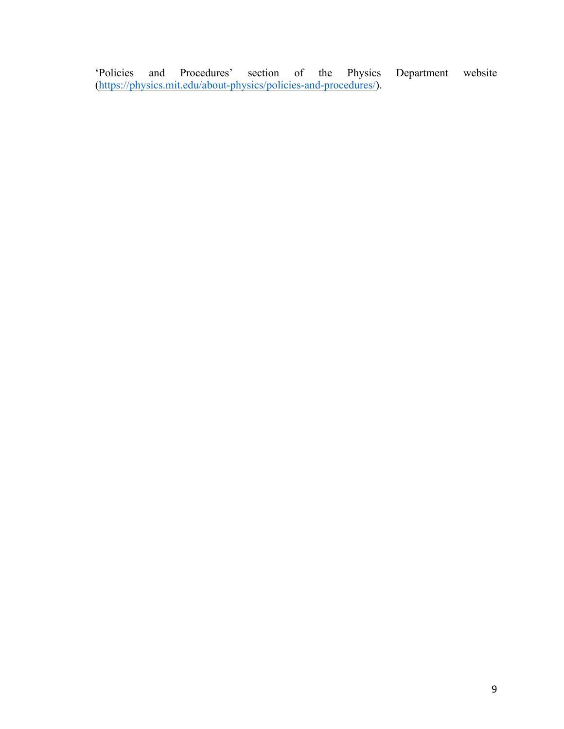'Policies and Procedures' section of the Physics Department website ([https://physics.mit.edu/about-physics/policies-and-procedures/](https://physics.mit.edu/about-physics/policies-and-procedures/)).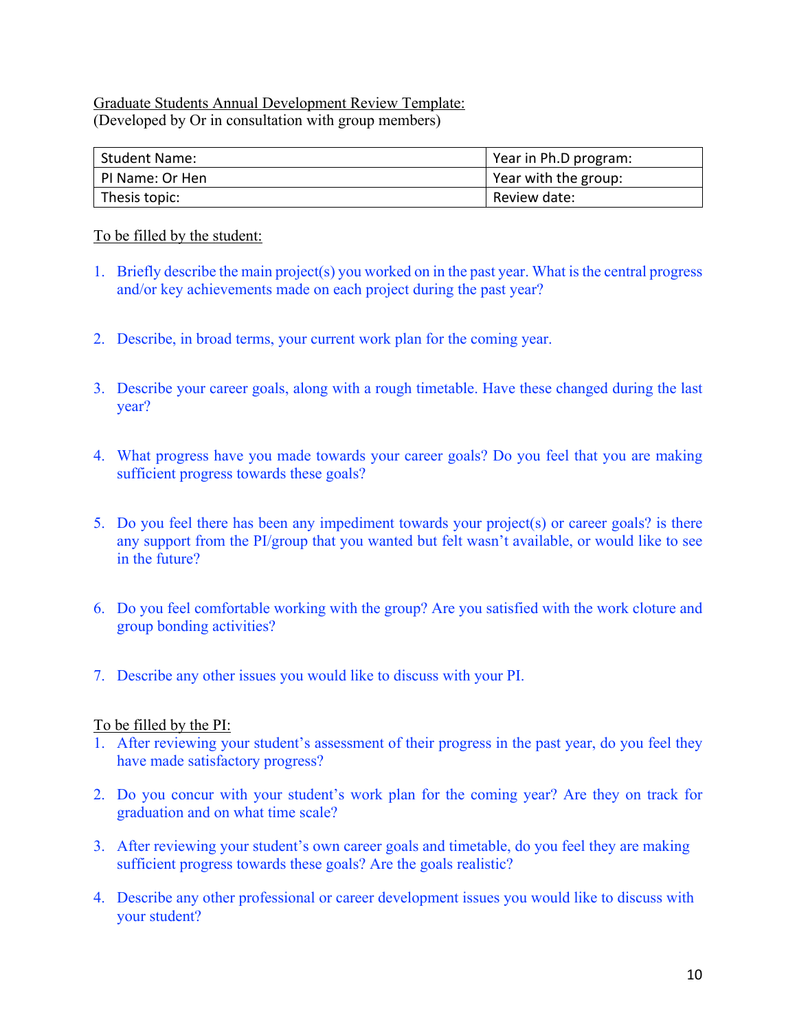Graduate Students Annual Development Review Template:
(Developed by Or in consultation with group members)

| Student Name: | Year in Ph.D program: |
| --- | --- |
| PI Name: Or Hen | Year with the group: |
| Thesis topic: | Review date: |

To be filled by the student:

1. Briefly describe the main project(s) you worked on in the past year. What is the central progress and/or key achievements made on each project during the past year?

2. Describe, in broad terms, your current work plan for the coming year.

3. Describe your career goals, along with a rough timetable. Have these changed during the last year?

4. What progress have you made towards your career goals? Do you feel that you are making sufficient progress towards these goals?

5. Do you feel there has been any impediment towards your project(s) or career goals? is there any support from the PI/group that you wanted but felt wasn't available, or would like to see in the future?

6. Do you feel comfortable working with the group? Are you satisfied with the work cloture and group bonding activities?

7. Describe any other issues you would like to discuss with your PI.

To be filled by the PI:

1. After reviewing your student's assessment of their progress in the past year, do you feel they have made satisfactory progress?

2. Do you concur with your student's work plan for the coming year? Are they on track for graduation and on what time scale?

3. After reviewing your student's own career goals and timetable, do you feel they are making sufficient progress towards these goals? Are the goals realistic?

4. Describe any other professional or career development issues you would like to discuss with your student?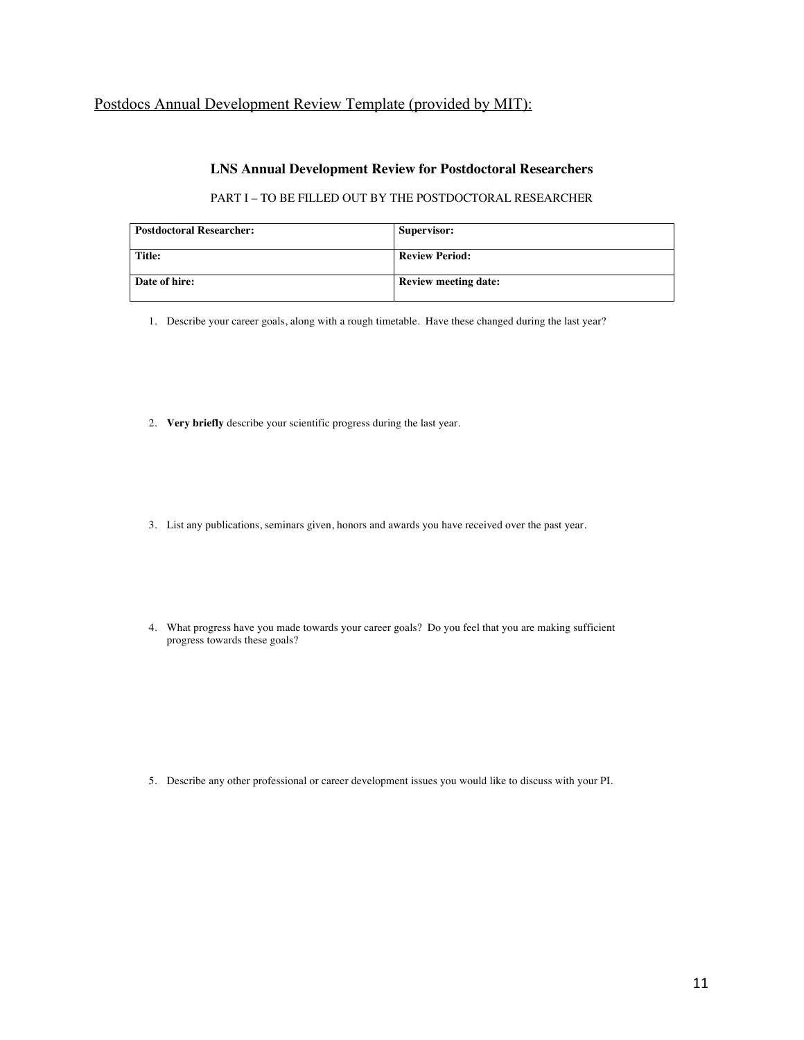Postdocs Annual Development Review Template (provided by MIT):

## LNS Annual Development Review for Postdoctoral Researchers

PART I – TO BE FILLED OUT BY THE POSTDOCTORAL RESEARCHER

| **Postdoctoral Researcher:** | **Supervisor:** |
|---|---|
| **Title:** | **Review Period:** |
| **Date of hire:** | **Review meeting date:** |

1. Describe your career goals, along with a rough timetable. Have these changed during the last year?

2. **Very briefly** describe your scientific progress during the last year.

3. List any publications, seminars given, honors and awards you have received over the past year.

4. What progress have you made towards your career goals? Do you feel that you are making sufficient progress towards these goals?

5. Describe any other professional or career development issues you would like to discuss with your PI.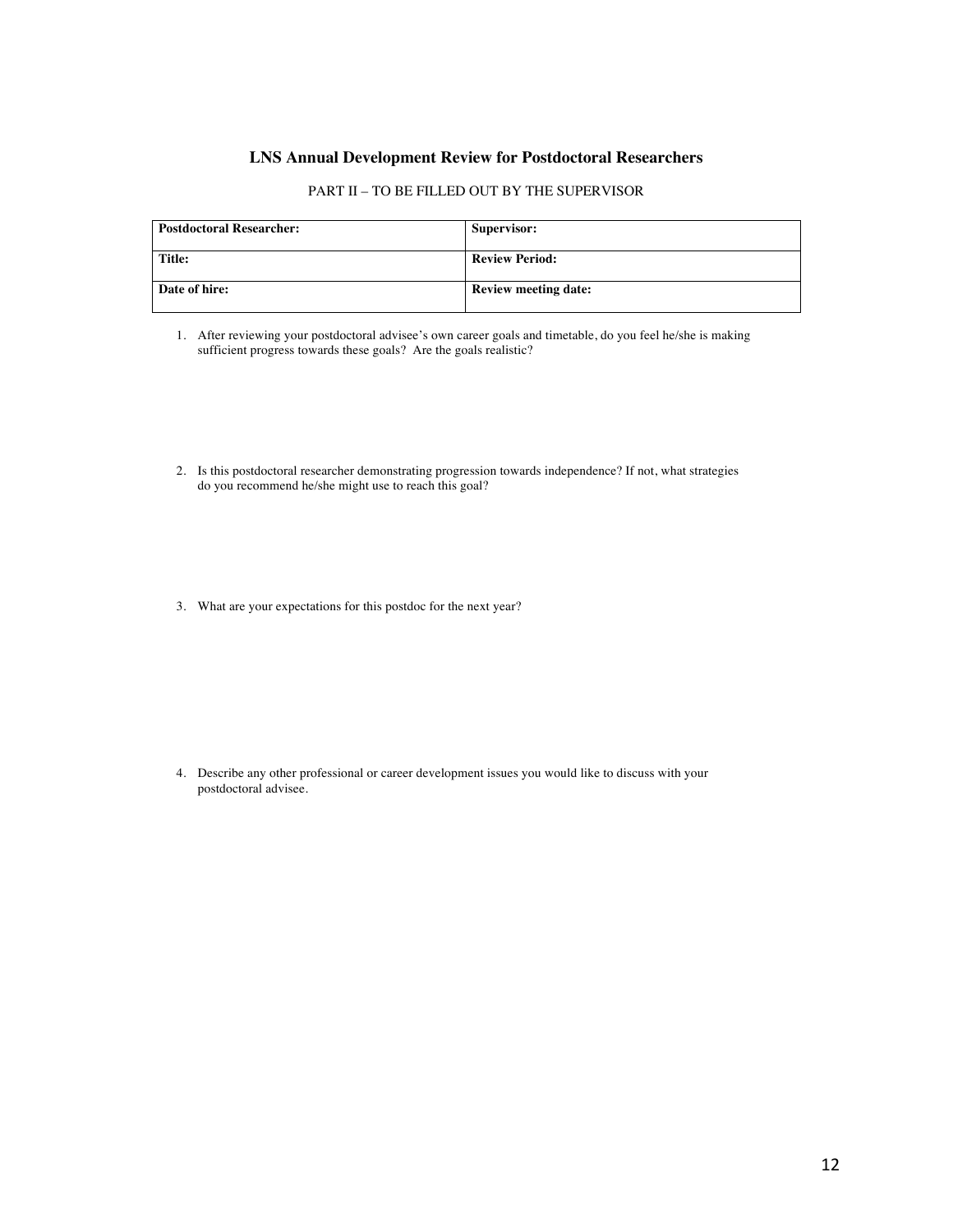# LNS Annual Development Review for Postdoctoral Researchers

PART II – TO BE FILLED OUT BY THE SUPERVISOR

| | |
|---|---|
| **Postdoctoral Researcher:** | **Supervisor:** |
| **Title:** | **Review Period:** |
| **Date of hire:** | **Review meeting date:** |

1. After reviewing your postdoctoral advisee's own career goals and timetable, do you feel he/she is making sufficient progress towards these goals? Are the goals realistic?

2. Is this postdoctoral researcher demonstrating progression towards independence? If not, what strategies do you recommend he/she might use to reach this goal?

3. What are your expectations for this postdoc for the next year?

4. Describe any other professional or career development issues you would like to discuss with your postdoctoral advisee.